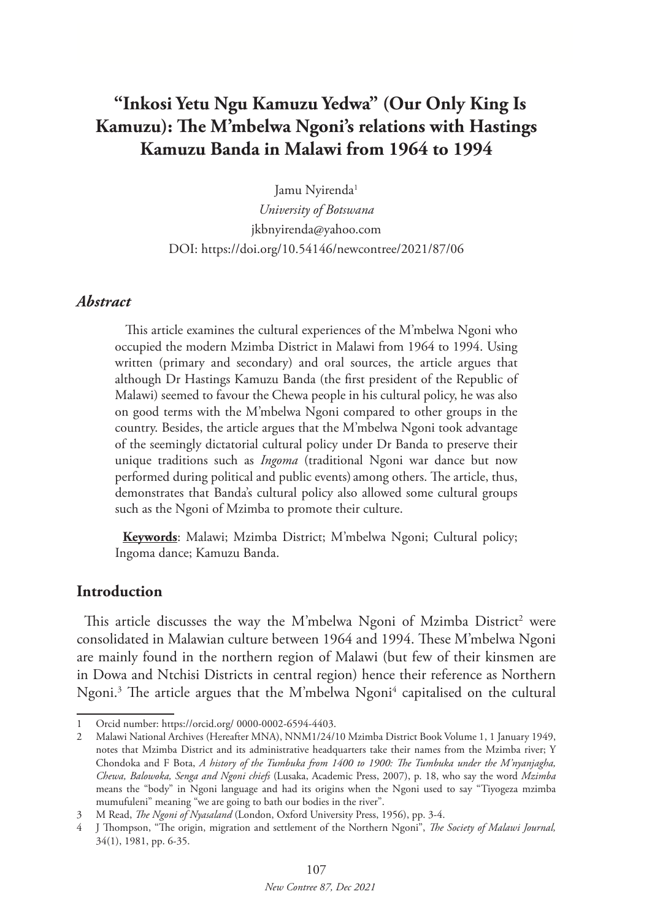# "Inkosi Yetu Ngu Kamuzu Yedwa" (Our Only King Is Kamuzu): The M'mbelwa Ngoni's relations with Hastings Kamuzu Banda in Malawi from 1964 to 1994

Jamu Nyirenda[1]

*University of Botswana*

jkbnyirenda@yahoo.com

DOI: https://doi.org/10.54146/newcontree/2021/87/06

## *Abstract*

This article examines the cultural experiences of the M'mbelwa Ngoni who occupied the modern Mzimba District in Malawi from 1964 to 1994. Using written (primary and secondary) and oral sources, the article argues that although Dr Hastings Kamuzu Banda (the first president of the Republic of Malawi) seemed to favour the Chewa people in his cultural policy, he was also on good terms with the M'mbelwa Ngoni compared to other groups in the country. Besides, the article argues that the M'mbelwa Ngoni took advantage of the seemingly dictatorial cultural policy under Dr Banda to preserve their unique traditions such as *Ingoma* (traditional Ngoni war dance but now performed during political and public events) among others. The article, thus, demonstrates that Banda's cultural policy also allowed some cultural groups such as the Ngoni of Mzimba to promote their culture.

**Keywords**: Malawi; Mzimba District; M'mbelwa Ngoni; Cultural policy; Ingoma dance; Kamuzu Banda.

## Introduction

This article discusses the way the M'mbelwa Ngoni of Mzimba District[2] were consolidated in Malawian culture between 1964 and 1994. These M'mbelwa Ngoni are mainly found in the northern region of Malawi (but few of their kinsmen are in Dowa and Ntchisi Districts in central region) hence their reference as Northern Ngoni.[3] The article argues that the M'mbelwa Ngoni[4] capitalised on the cultural

---

1 Orcid number: https://orcid.org/ 0000-0002-6594-4403.

2 Malawi National Archives (Hereafter MNA), NNM1/24/10 Mzimba District Book Volume 1, 1 January 1949, notes that Mzimba District and its administrative headquarters take their names from the Mzimba river; Y Chondoka and F Bota, *A history of the Tumbuka from 1400 to 1900: The Tumbuka under the M'nyanjagha, Chewa, Balowoka, Senga and Ngoni chiefs* (Lusaka, Academic Press, 2007), p. 18, who say the word *Mzimba* means the "body" in Ngoni language and had its origins when the Ngoni used to say "Tiyogeza mzimba mumufuleni" meaning "we are going to bath our bodies in the river".

3 M Read, *The Ngoni of Nyasaland* (London, Oxford University Press, 1956), pp. 3-4.

4 J Thompson, "The origin, migration and settlement of the Northern Ngoni", *The Society of Malawi Journal,* 34(1), 1981, pp. 6-35.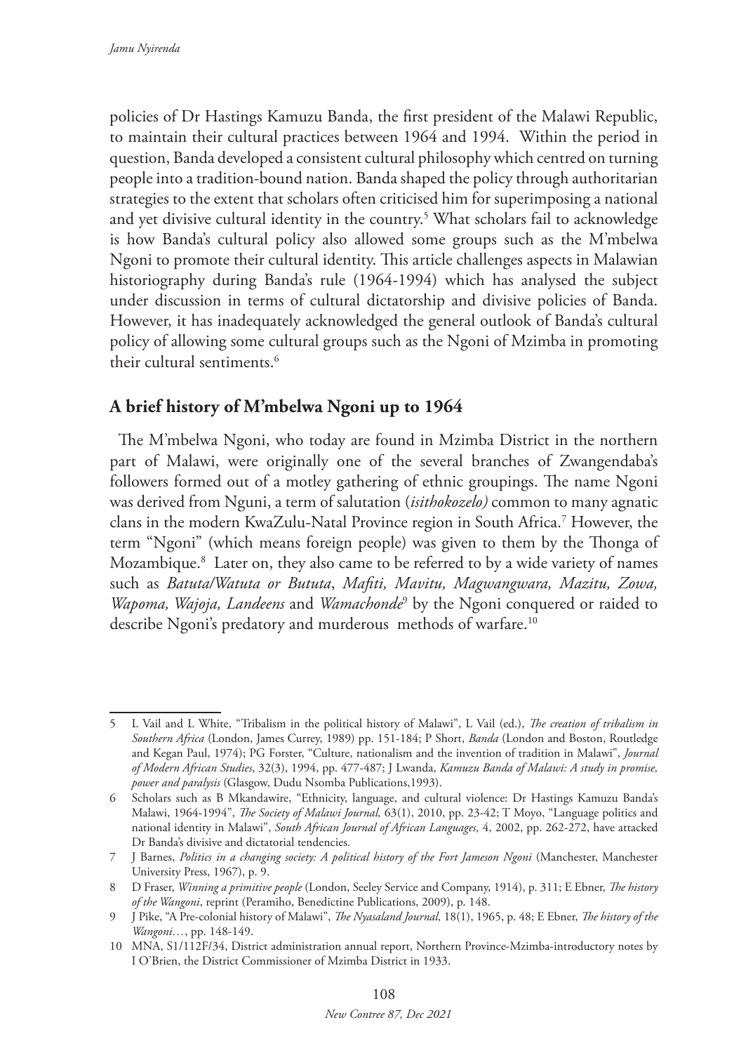policies of Dr Hastings Kamuzu Banda, the first president of the Malawi Republic, to maintain their cultural practices between 1964 and 1994. Within the period in question, Banda developed a consistent cultural philosophy which centred on turning people into a tradition-bound nation. Banda shaped the policy through authoritarian strategies to the extent that scholars often criticised him for superimposing a national and yet divisive cultural identity in the country.[5] What scholars fail to acknowledge is how Banda's cultural policy also allowed some groups such as the M'mbelwa Ngoni to promote their cultural identity. This article challenges aspects in Malawian historiography during Banda's rule (1964-1994) which has analysed the subject under discussion in terms of cultural dictatorship and divisive policies of Banda. However, it has inadequately acknowledged the general outlook of Banda's cultural policy of allowing some cultural groups such as the Ngoni of Mzimba in promoting their cultural sentiments.[6]

## A brief history of M'mbelwa Ngoni up to 1964

The M'mbelwa Ngoni, who today are found in Mzimba District in the northern part of Malawi, were originally one of the several branches of Zwangendaba's followers formed out of a motley gathering of ethnic groupings. The name Ngoni was derived from Nguni, a term of salutation (*isithokozelo)* common to many agnatic clans in the modern KwaZulu-Natal Province region in South Africa.[7] However, the term "Ngoni" (which means foreign people) was given to them by the Thonga of Mozambique.[8] Later on, they also came to be referred to by a wide variety of names such as *Batuta/Watuta or Bututa*, *Mafiti, Mavitu, Magwangwara, Mazitu, Zowa, Wapoma, Wajoja, Landeens* and *Wamachonde*[9] by the Ngoni conquered or raided to describe Ngoni's predatory and murderous methods of warfare.[10]

---

5 L Vail and L White, "Tribalism in the political history of Malawi", L Vail (ed.), *The creation of tribalism in Southern Africa* (London, James Currey, 1989) pp. 151-184; P Short, *Banda* (London and Boston, Routledge and Kegan Paul, 1974); PG Forster, "Culture, nationalism and the invention of tradition in Malawi", *Journal of Modern African Studies*, 32(3), 1994, pp. 477-487; J Lwanda, *Kamuzu Banda of Malawi: A study in promise, power and paralysis* (Glasgow, Dudu Nsomba Publications,1993).

6 Scholars such as B Mkandawire, "Ethnicity, language, and cultural violence: Dr Hastings Kamuzu Banda's Malawi, 1964-1994", *The Society of Malawi Journal,* 63(1), 2010, pp. 23-42; T Moyo, "Language politics and national identity in Malawi", *South African Journal of African Languages,* 4, 2002, pp. 262-272, have attacked Dr Banda's divisive and dictatorial tendencies.

7 J Barnes, *Politics in a changing society: A political history of the Fort Jameson Ngoni* (Manchester, Manchester University Press, 1967), p. 9.

8 D Fraser, *Winning a primitive people* (London, Seeley Service and Company, 1914), p. 311; E Ebner, *The history of the Wangoni*, reprint (Peramiho, Benedictine Publications, 2009), p. 148.

9 J Pike, "A Pre-colonial history of Malawi", *The Nyasaland Journal,* 18(1), 1965, p. 48; E Ebner, *The history of the Wangoni…*, pp. 148-149.

10 MNA, S1/112F/34, District administration annual report, Northern Province-Mzimba-introductory notes by I O'Brien, the District Commissioner of Mzimba District in 1933.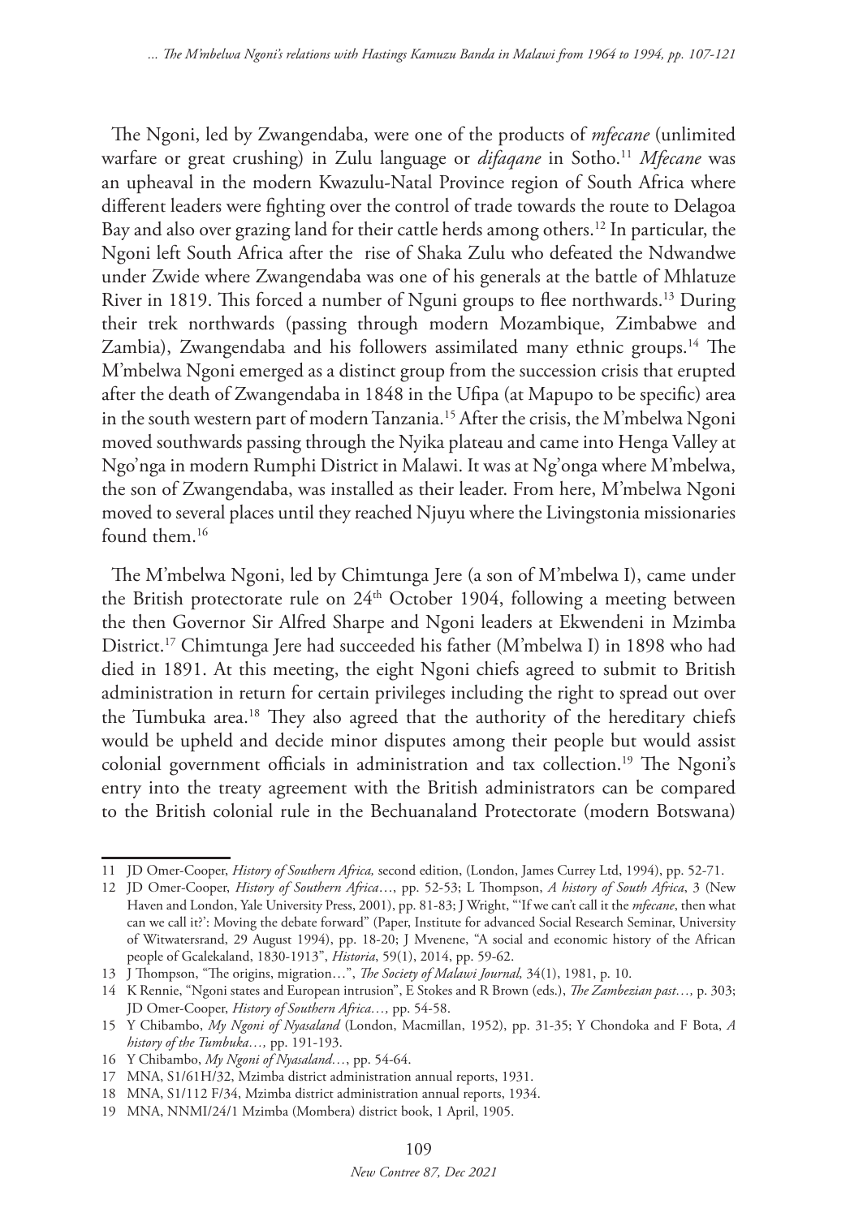The Ngoni, led by Zwangendaba, were one of the products of *mfecane* (unlimited warfare or great crushing) in Zulu language or *difaqane* in Sotho.[11] *Mfecane* was an upheaval in the modern Kwazulu-Natal Province region of South Africa where different leaders were fighting over the control of trade towards the route to Delagoa Bay and also over grazing land for their cattle herds among others.[12] In particular, the Ngoni left South Africa after the rise of Shaka Zulu who defeated the Ndwandwe under Zwide where Zwangendaba was one of his generals at the battle of Mhlatuze River in 1819. This forced a number of Nguni groups to flee northwards.[13] During their trek northwards (passing through modern Mozambique, Zimbabwe and Zambia), Zwangendaba and his followers assimilated many ethnic groups.[14] The M'mbelwa Ngoni emerged as a distinct group from the succession crisis that erupted after the death of Zwangendaba in 1848 in the Ufipa (at Mapupo to be specific) area in the south western part of modern Tanzania.[15] After the crisis, the M'mbelwa Ngoni moved southwards passing through the Nyika plateau and came into Henga Valley at Ngo'nga in modern Rumphi District in Malawi. It was at Ng'onga where M'mbelwa, the son of Zwangendaba, was installed as their leader. From here, M'mbelwa Ngoni moved to several places until they reached Njuyu where the Livingstonia missionaries found them.[16]

The M'mbelwa Ngoni, led by Chimtunga Jere (a son of M'mbelwa I), came under the British protectorate rule on 24th October 1904, following a meeting between the then Governor Sir Alfred Sharpe and Ngoni leaders at Ekwendeni in Mzimba District.[17] Chimtunga Jere had succeeded his father (M'mbelwa I) in 1898 who had died in 1891. At this meeting, the eight Ngoni chiefs agreed to submit to British administration in return for certain privileges including the right to spread out over the Tumbuka area.[18] They also agreed that the authority of the hereditary chiefs would be upheld and decide minor disputes among their people but would assist colonial government officials in administration and tax collection.[19] The Ngoni's entry into the treaty agreement with the British administrators can be compared to the British colonial rule in the Bechuanaland Protectorate (modern Botswana)

---

11 JD Omer-Cooper, *History of Southern Africa,* second edition, (London, James Currey Ltd, 1994), pp. 52-71.

12 JD Omer-Cooper, *History of Southern Africa*…, pp. 52-53; L Thompson, *A history of South Africa*, 3 (New Haven and London, Yale University Press, 2001), pp. 81-83; J Wright, "'If we can't call it the *mfecane*, then what can we call it?': Moving the debate forward" (Paper, Institute for advanced Social Research Seminar, University of Witwatersrand, 29 August 1994), pp. 18-20; J Mvenene, "A social and economic history of the African people of Gcalekaland, 1830-1913", *Historia*, 59(1), 2014, pp. 59-62.

13 J Thompson, "The origins, migration…", *The Society of Malawi Journal,* 34(1), 1981, p. 10.

14 K Rennie, "Ngoni states and European intrusion", E Stokes and R Brown (eds.), *The Zambezian past…,* p. 303; JD Omer-Cooper, *History of Southern Africa…,* pp. 54-58.

15 Y Chibambo, *My Ngoni of Nyasaland* (London, Macmillan, 1952), pp. 31-35; Y Chondoka and F Bota, *A history of the Tumbuka…,* pp. 191-193.

16 Y Chibambo, *My Ngoni of Nyasaland…*, pp. 54-64.

17 MNA, S1/61H/32, Mzimba district administration annual reports, 1931.

18 MNA, S1/112 F/34, Mzimba district administration annual reports, 1934.

19 MNA, NNMI/24/1 Mzimba (Mombera) district book, 1 April, 1905.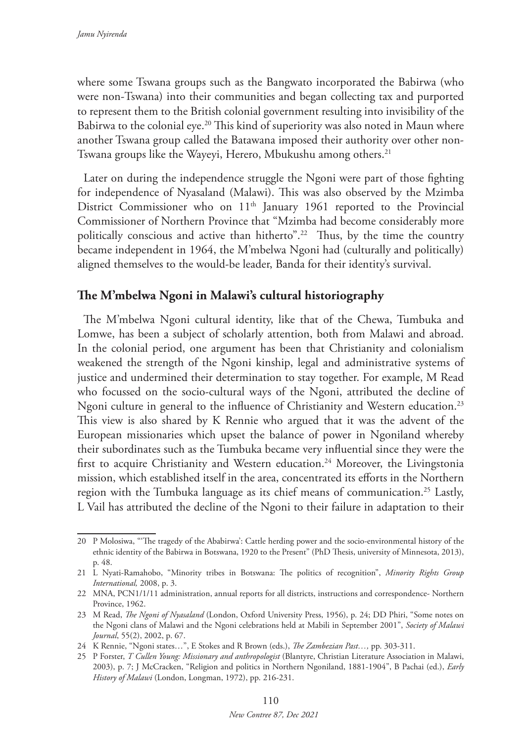where some Tswana groups such as the Bangwato incorporated the Babirwa (who were non-Tswana) into their communities and began collecting tax and purported to represent them to the British colonial government resulting into invisibility of the Babirwa to the colonial eye.[20] This kind of superiority was also noted in Maun where another Tswana group called the Batawana imposed their authority over other non-Tswana groups like the Wayeyi, Herero, Mbukushu among others.[21]

Later on during the independence struggle the Ngoni were part of those fighting for independence of Nyasaland (Malawi). This was also observed by the Mzimba District Commissioner who on 11th January 1961 reported to the Provincial Commissioner of Northern Province that "Mzimba had become considerably more politically conscious and active than hitherto".[22] Thus, by the time the country became independent in 1964, the M'mbelwa Ngoni had (culturally and politically) aligned themselves to the would-be leader, Banda for their identity's survival.

## The M'mbelwa Ngoni in Malawi's cultural historiography

The M'mbelwa Ngoni cultural identity, like that of the Chewa, Tumbuka and Lomwe, has been a subject of scholarly attention, both from Malawi and abroad. In the colonial period, one argument has been that Christianity and colonialism weakened the strength of the Ngoni kinship, legal and administrative systems of justice and undermined their determination to stay together. For example, M Read who focussed on the socio-cultural ways of the Ngoni, attributed the decline of Ngoni culture in general to the influence of Christianity and Western education.[23] This view is also shared by K Rennie who argued that it was the advent of the European missionaries which upset the balance of power in Ngoniland whereby their subordinates such as the Tumbuka became very influential since they were the first to acquire Christianity and Western education.[24] Moreover, the Livingstonia mission, which established itself in the area, concentrated its efforts in the Northern region with the Tumbuka language as its chief means of communication.[25] Lastly, L Vail has attributed the decline of the Ngoni to their failure in adaptation to their

---

20 P Molosiwa, "'The tragedy of the Ababirwa': Cattle herding power and the socio-environmental history of the ethnic identity of the Babirwa in Botswana, 1920 to the Present" (PhD Thesis, university of Minnesota, 2013), p. 48.

21 L Nyati-Ramahobo, "Minority tribes in Botswana: The politics of recognition", *Minority Rights Group International,* 2008, p. 3.

22 MNA, PCN1/1/11 administration, annual reports for all districts, instructions and correspondence- Northern Province, 1962.

23 M Read, *The Ngoni of Nyasaland* (London, Oxford University Press, 1956), p. 24; DD Phiri, "Some notes on the Ngoni clans of Malawi and the Ngoni celebrations held at Mabili in September 2001", *Society of Malawi Journal*, 55(2), 2002, p. 67.

24 K Rennie, "Ngoni states…", E Stokes and R Brown (eds.), *The Zambezian Past…,* pp. 303-311.

25 P Forster, *T Cullen Young: Missionary and anthropologist* (Blantyre, Christian Literature Association in Malawi, 2003), p. 7; J McCracken, "Religion and politics in Northern Ngoniland, 1881-1904", B Pachai (ed.), *Early History of Malawi* (London, Longman, 1972), pp. 216-231.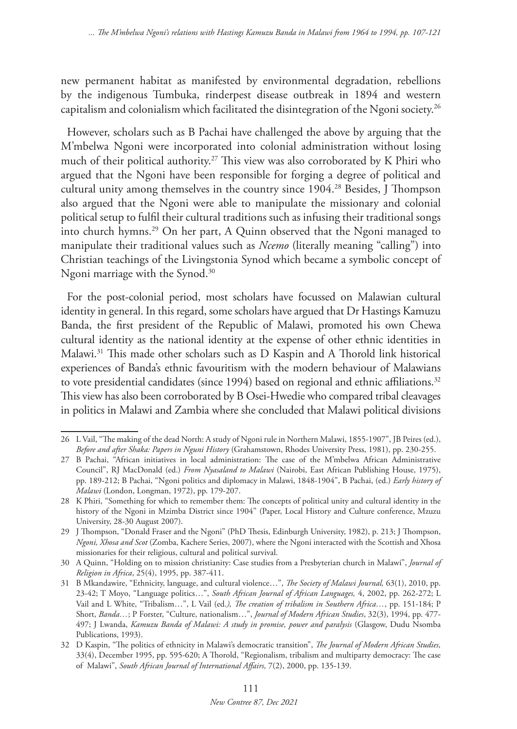new permanent habitat as manifested by environmental degradation, rebellions by the indigenous Tumbuka, rinderpest disease outbreak in 1894 and western capitalism and colonialism which facilitated the disintegration of the Ngoni society.[26]

However, scholars such as B Pachai have challenged the above by arguing that the M'mbelwa Ngoni were incorporated into colonial administration without losing much of their political authority.[27] This view was also corroborated by K Phiri who argued that the Ngoni have been responsible for forging a degree of political and cultural unity among themselves in the country since 1904.[28] Besides, J Thompson also argued that the Ngoni were able to manipulate the missionary and colonial political setup to fulfil their cultural traditions such as infusing their traditional songs into church hymns.[29] On her part, A Quinn observed that the Ngoni managed to manipulate their traditional values such as *Ncemo* (literally meaning "calling") into Christian teachings of the Livingstonia Synod which became a symbolic concept of Ngoni marriage with the Synod.[30]

For the post-colonial period, most scholars have focussed on Malawian cultural identity in general. In this regard, some scholars have argued that Dr Hastings Kamuzu Banda, the first president of the Republic of Malawi, promoted his own Chewa cultural identity as the national identity at the expense of other ethnic identities in Malawi.[31] This made other scholars such as D Kaspin and A Thorold link historical experiences of Banda's ethnic favouritism with the modern behaviour of Malawians to vote presidential candidates (since 1994) based on regional and ethnic affiliations.[32] This view has also been corroborated by B Osei-Hwedie who compared tribal cleavages in politics in Malawi and Zambia where she concluded that Malawi political divisions

---

26 L Vail, "The making of the dead North: A study of Ngoni rule in Northern Malawi, 1855-1907", JB Peires (ed.), *Before and after Shaka: Papers in Nguni History* (Grahamstown, Rhodes University Press, 1981), pp. 230-255.

27 B Pachai, "African initiatives in local administration: The case of the M'mbelwa African Administrative Council", RJ MacDonald (ed.) *From Nyasaland to Malawi* (Nairobi, East African Publishing House, 1975), pp. 189-212; B Pachai, "Ngoni politics and diplomacy in Malawi, 1848-1904", B Pachai, (ed.) *Early history of Malawi* (London, Longman, 1972), pp. 179-207.

28 K Phiri, "Something for which to remember them: The concepts of political unity and cultural identity in the history of the Ngoni in Mzimba District since 1904" (Paper, Local History and Culture conference, Mzuzu University, 28-30 August 2007).

29 J Thompson, "Donald Fraser and the Ngoni" (PhD Thesis, Edinburgh University, 1982), p. 213; J Thompson, *Ngoni, Xhosa and Scot* (Zomba, Kachere Series, 2007), where the Ngoni interacted with the Scottish and Xhosa missionaries for their religious, cultural and political survival.

30 A Quinn, "Holding on to mission christianity: Case studies from a Presbyterian church in Malawi", *Journal of Religion in Africa*, 25(4), 1995, pp. 387-411.

31 B Mkandawire, "Ethnicity, language, and cultural violence…", *The Society of Malawi Journal,* 63(1), 2010, pp. 23-42; T Moyo, "Language politics…", *South African Journal of African Languages,* 4, 2002, pp. 262-272; L Vail and L White, "Tribalism…", L Vail (ed*.), The creation of tribalism in Southern Africa…*, pp. 151-184; P Short, *Banda…*; P Forster, "Culture, nationalism…", *Journal of Modern African Studies*, 32(3), 1994, pp. 477-497; J Lwanda, *Kamuzu Banda of Malawi: A study in promise, power and paralysis* (Glasgow, Dudu Nsomba Publications, 1993).

32 D Kaspin, "The politics of ethnicity in Malawi's democratic transition", *The Journal of Modern African Studies,* 33(4), December 1995, pp. 595-620; A Thorold, "Regionalism, tribalism and multiparty democracy: The case of Malawi", *South African Journal of International Affairs,* 7(2), 2000, pp. 135-139.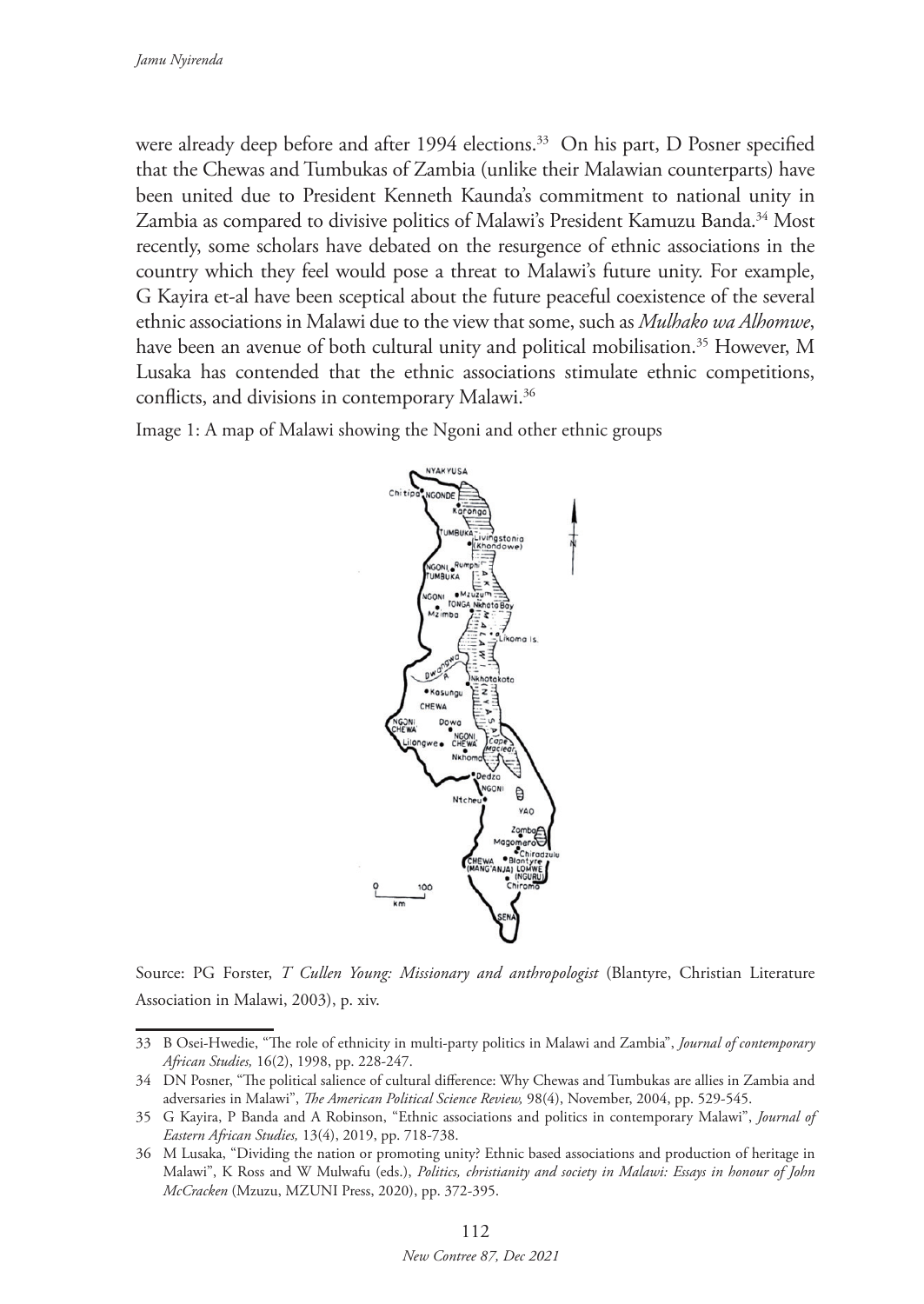were already deep before and after 1994 elections.[33] On his part, D Posner specified that the Chewas and Tumbukas of Zambia (unlike their Malawian counterparts) have been united due to President Kenneth Kaunda's commitment to national unity in Zambia as compared to divisive politics of Malawi's President Kamuzu Banda.[34] Most recently, some scholars have debated on the resurgence of ethnic associations in the country which they feel would pose a threat to Malawi's future unity. For example, G Kayira et-al have been sceptical about the future peaceful coexistence of the several ethnic associations in Malawi due to the view that some, such as *Mulhako wa Alhomwe*, have been an avenue of both cultural unity and political mobilisation.[35] However, M Lusaka has contended that the ethnic associations stimulate ethnic competitions, conflicts, and divisions in contemporary Malawi.[36]

Image 1: A map of Malawi showing the Ngoni and other ethnic groups

NYAKYUSA
Chitipa NGONDE
Karonga
TUMBUKA
Livingstonia (Khondowe)
NGONI Rumphi
TUMBUKA
NGONI Mzuzu
TONGA Nkhata Bay
Mzimba
Likoma Is.
Dwangwa
Nkhotakota
Kasungu
CHEWA
NGONI CHEWA
Dowa
NGONI CHEWA
Lilongwe
Nkhoma
Cape Maclear
Dedza
NGONI
Ntcheu
YAO
Zomba
Magomero
Chiradzulu
CHEWA (MANG'ANJA)
Blantyre
LOMWE (NGURU)
Chiromo
SENA
0 100 km
N

Source: PG Forster, *T Cullen Young: Missionary and anthropologist* (Blantyre, Christian Literature Association in Malawi, 2003), p. xiv.

---

33 B Osei-Hwedie, "The role of ethnicity in multi-party politics in Malawi and Zambia", *Journal of contemporary African Studies,* 16(2), 1998, pp. 228-247.

34 DN Posner, "The political salience of cultural difference: Why Chewas and Tumbukas are allies in Zambia and adversaries in Malawi", *The American Political Science Review,* 98(4), November, 2004, pp. 529-545.

35 G Kayira, P Banda and A Robinson, "Ethnic associations and politics in contemporary Malawi", *Journal of Eastern African Studies,* 13(4), 2019, pp. 718-738.

36 M Lusaka, "Dividing the nation or promoting unity? Ethnic based associations and production of heritage in Malawi", K Ross and W Mulwafu (eds.), *Politics, christianity and society in Malawi: Essays in honour of John McCracken* (Mzuzu, MZUNI Press, 2020), pp. 372-395.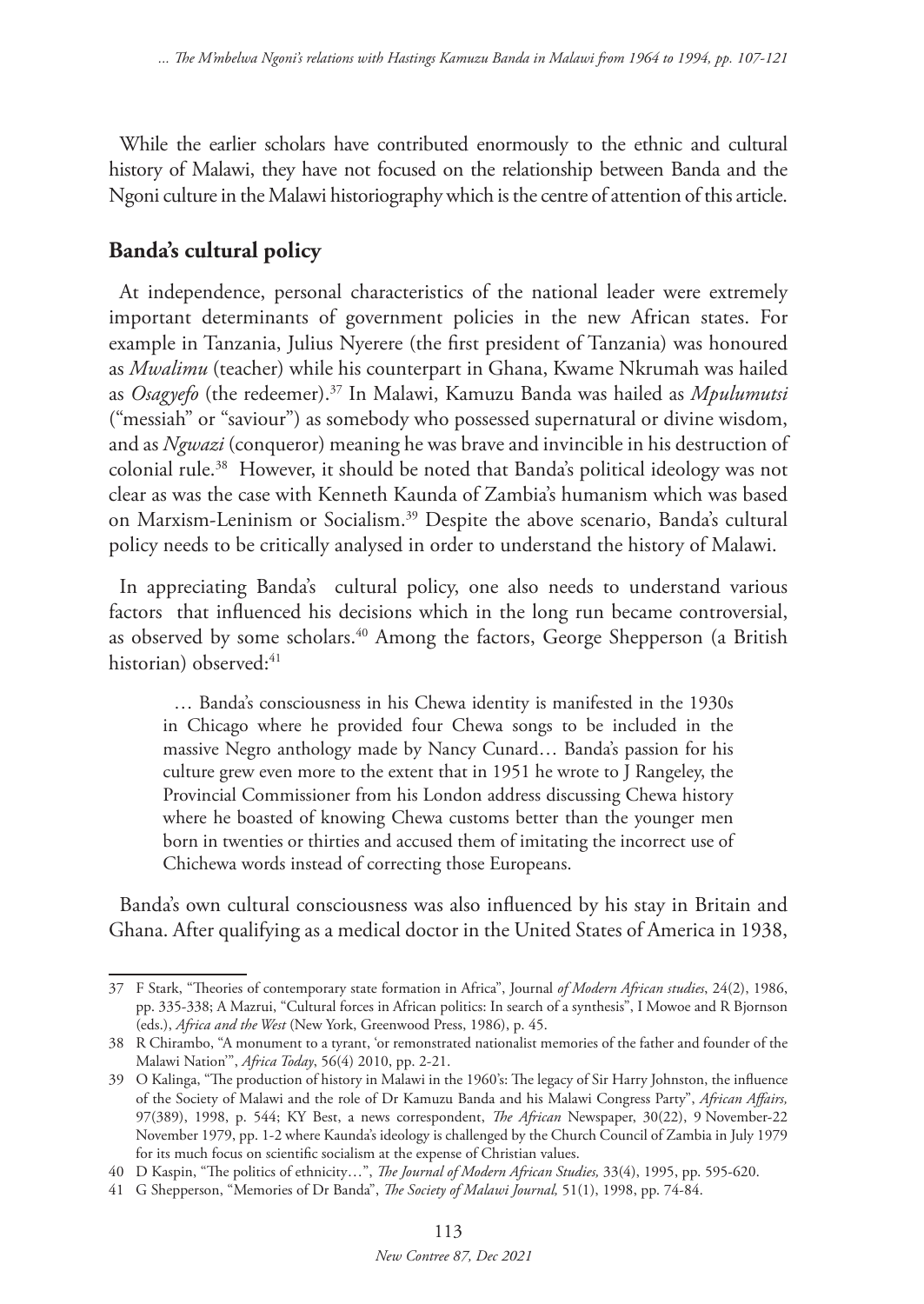While the earlier scholars have contributed enormously to the ethnic and cultural history of Malawi, they have not focused on the relationship between Banda and the Ngoni culture in the Malawi historiography which is the centre of attention of this article.

## Banda's cultural policy

At independence, personal characteristics of the national leader were extremely important determinants of government policies in the new African states. For example in Tanzania, Julius Nyerere (the first president of Tanzania) was honoured as *Mwalimu* (teacher) while his counterpart in Ghana, Kwame Nkrumah was hailed as *Osagyefo* (the redeemer).[37] In Malawi, Kamuzu Banda was hailed as *Mpulumutsi* ("messiah" or "saviour") as somebody who possessed supernatural or divine wisdom, and as *Ngwazi* (conqueror) meaning he was brave and invincible in his destruction of colonial rule.[38] However, it should be noted that Banda's political ideology was not clear as was the case with Kenneth Kaunda of Zambia's humanism which was based on Marxism-Leninism or Socialism.[39] Despite the above scenario, Banda's cultural policy needs to be critically analysed in order to understand the history of Malawi.

In appreciating Banda's cultural policy, one also needs to understand various factors that influenced his decisions which in the long run became controversial, as observed by some scholars.[40] Among the factors, George Shepperson (a British historian) observed:[41]

> … Banda's consciousness in his Chewa identity is manifested in the 1930s in Chicago where he provided four Chewa songs to be included in the massive Negro anthology made by Nancy Cunard… Banda's passion for his culture grew even more to the extent that in 1951 he wrote to J Rangeley, the Provincial Commissioner from his London address discussing Chewa history where he boasted of knowing Chewa customs better than the younger men born in twenties or thirties and accused them of imitating the incorrect use of Chichewa words instead of correcting those Europeans.

Banda's own cultural consciousness was also influenced by his stay in Britain and Ghana. After qualifying as a medical doctor in the United States of America in 1938,

---

37 F Stark, "Theories of contemporary state formation in Africa", Journal *of Modern African studies*, 24(2), 1986, pp. 335-338; A Mazrui, "Cultural forces in African politics: In search of a synthesis", I Mowoe and R Bjornson (eds.), *Africa and the West* (New York, Greenwood Press, 1986), p. 45.

38 R Chirambo, "A monument to a tyrant, 'or remonstrated nationalist memories of the father and founder of the Malawi Nation'", *Africa Today*, 56(4) 2010, pp. 2-21.

39 O Kalinga, "The production of history in Malawi in the 1960's: The legacy of Sir Harry Johnston, the influence of the Society of Malawi and the role of Dr Kamuzu Banda and his Malawi Congress Party", *African Affairs,* 97(389), 1998, p. 544; KY Best, a news correspondent, *The African* Newspaper, 30(22), 9 November-22 November 1979, pp. 1-2 where Kaunda's ideology is challenged by the Church Council of Zambia in July 1979 for its much focus on scientific socialism at the expense of Christian values.

40 D Kaspin, "The politics of ethnicity…", *The Journal of Modern African Studies,* 33(4), 1995, pp. 595-620.

41 G Shepperson, "Memories of Dr Banda", *The Society of Malawi Journal,* 51(1), 1998, pp. 74-84.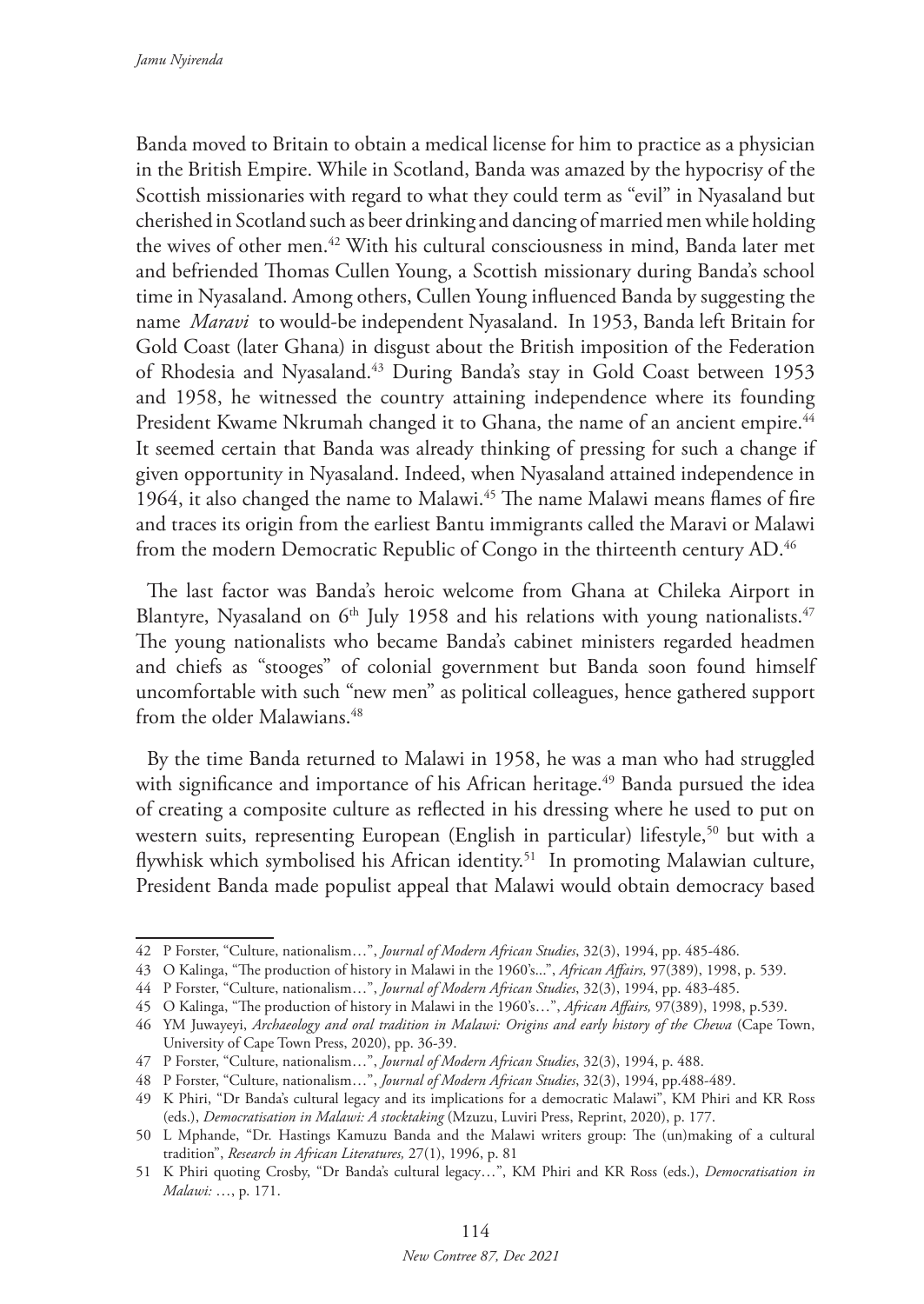Banda moved to Britain to obtain a medical license for him to practice as a physician in the British Empire. While in Scotland, Banda was amazed by the hypocrisy of the Scottish missionaries with regard to what they could term as "evil" in Nyasaland but cherished in Scotland such as beer drinking and dancing of married men while holding the wives of other men.[42] With his cultural consciousness in mind, Banda later met and befriended Thomas Cullen Young, a Scottish missionary during Banda's school time in Nyasaland. Among others, Cullen Young influenced Banda by suggesting the name *Maravi* to would-be independent Nyasaland. In 1953, Banda left Britain for Gold Coast (later Ghana) in disgust about the British imposition of the Federation of Rhodesia and Nyasaland.[43] During Banda's stay in Gold Coast between 1953 and 1958, he witnessed the country attaining independence where its founding President Kwame Nkrumah changed it to Ghana, the name of an ancient empire.[44] It seemed certain that Banda was already thinking of pressing for such a change if given opportunity in Nyasaland. Indeed, when Nyasaland attained independence in 1964, it also changed the name to Malawi.[45] The name Malawi means flames of fire and traces its origin from the earliest Bantu immigrants called the Maravi or Malawi from the modern Democratic Republic of Congo in the thirteenth century AD.[46]

The last factor was Banda's heroic welcome from Ghana at Chileka Airport in Blantyre, Nyasaland on 6th July 1958 and his relations with young nationalists.[47] The young nationalists who became Banda's cabinet ministers regarded headmen and chiefs as "stooges" of colonial government but Banda soon found himself uncomfortable with such "new men" as political colleagues, hence gathered support from the older Malawians.[48]

By the time Banda returned to Malawi in 1958, he was a man who had struggled with significance and importance of his African heritage.[49] Banda pursued the idea of creating a composite culture as reflected in his dressing where he used to put on western suits, representing European (English in particular) lifestyle,[50] but with a flywhisk which symbolised his African identity.[51] In promoting Malawian culture, President Banda made populist appeal that Malawi would obtain democracy based

---

42 P Forster, "Culture, nationalism…", *Journal of Modern African Studies*, 32(3), 1994, pp. 485-486.

43 O Kalinga, "The production of history in Malawi in the 1960's...", *African Affairs,* 97(389), 1998, p. 539.

44 P Forster, "Culture, nationalism…", *Journal of Modern African Studies*, 32(3), 1994, pp. 483-485.

45 O Kalinga, "The production of history in Malawi in the 1960's…", *African Affairs,* 97(389), 1998, p.539.

46 YM Juwayeyi, *Archaeology and oral tradition in Malawi: Origins and early history of the Chewa* (Cape Town, University of Cape Town Press, 2020), pp. 36-39.

47 P Forster, "Culture, nationalism…", *Journal of Modern African Studies*, 32(3), 1994, p. 488.

48 P Forster, "Culture, nationalism…", *Journal of Modern African Studies*, 32(3), 1994, pp.488-489.

49 K Phiri, "Dr Banda's cultural legacy and its implications for a democratic Malawi", KM Phiri and KR Ross (eds.), *Democratisation in Malawi: A stocktaking* (Mzuzu, Luviri Press, Reprint, 2020), p. 177.

50 L Mphande, "Dr. Hastings Kamuzu Banda and the Malawi writers group: The (un)making of a cultural tradition", *Research in African Literatures,* 27(1), 1996, p. 81

51 K Phiri quoting Crosby, "Dr Banda's cultural legacy…", KM Phiri and KR Ross (eds.), *Democratisation in Malawi:* …, p. 171.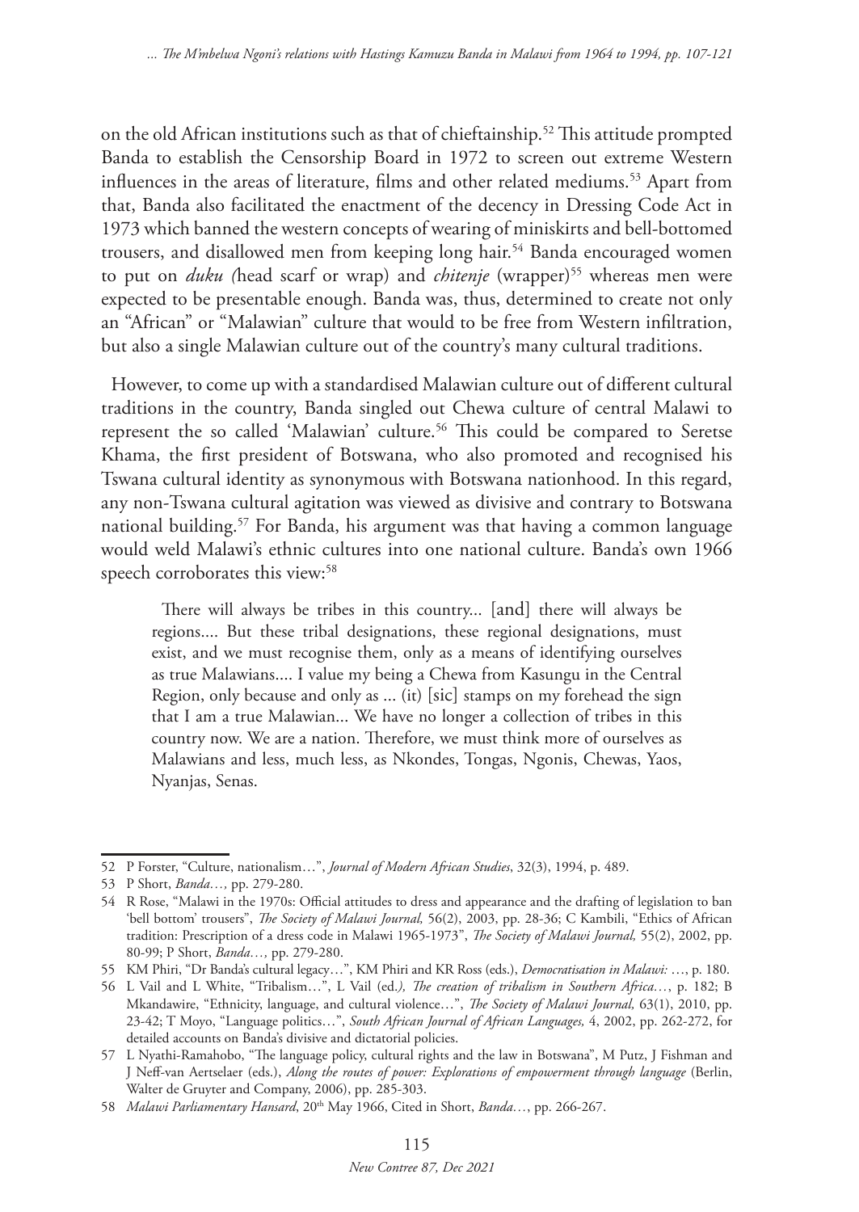on the old African institutions such as that of chieftainship.[52] This attitude prompted Banda to establish the Censorship Board in 1972 to screen out extreme Western influences in the areas of literature, films and other related mediums.[53] Apart from that, Banda also facilitated the enactment of the decency in Dressing Code Act in 1973 which banned the western concepts of wearing of miniskirts and bell-bottomed trousers, and disallowed men from keeping long hair.[54] Banda encouraged women to put on *duku (*head scarf or wrap) and *chitenje* (wrapper)[55] whereas men were expected to be presentable enough. Banda was, thus, determined to create not only an "African" or "Malawian" culture that would to be free from Western infiltration, but also a single Malawian culture out of the country's many cultural traditions.

However, to come up with a standardised Malawian culture out of different cultural traditions in the country, Banda singled out Chewa culture of central Malawi to represent the so called 'Malawian' culture.[56] This could be compared to Seretse Khama, the first president of Botswana, who also promoted and recognised his Tswana cultural identity as synonymous with Botswana nationhood. In this regard, any non-Tswana cultural agitation was viewed as divisive and contrary to Botswana national building.[57] For Banda, his argument was that having a common language would weld Malawi's ethnic cultures into one national culture. Banda's own 1966 speech corroborates this view:[58]

> There will always be tribes in this country... [and] there will always be regions.... But these tribal designations, these regional designations, must exist, and we must recognise them, only as a means of identifying ourselves as true Malawians.... I value my being a Chewa from Kasungu in the Central Region, only because and only as ... (it) [sic] stamps on my forehead the sign that I am a true Malawian... We have no longer a collection of tribes in this country now. We are a nation. Therefore, we must think more of ourselves as Malawians and less, much less, as Nkondes, Tongas, Ngonis, Chewas, Yaos, Nyanjas, Senas.

---

52 P Forster, "Culture, nationalism…", *Journal of Modern African Studies*, 32(3), 1994, p. 489.

53 P Short, *Banda…,* pp. 279-280.

54 R Rose, "Malawi in the 1970s: Official attitudes to dress and appearance and the drafting of legislation to ban 'bell bottom' trousers", *The Society of Malawi Journal,* 56(2), 2003, pp. 28-36; C Kambili, "Ethics of African tradition: Prescription of a dress code in Malawi 1965-1973", *The Society of Malawi Journal,* 55(2), 2002, pp. 80-99; P Short, *Banda…,* pp. 279-280.

55 KM Phiri, "Dr Banda's cultural legacy…", KM Phiri and KR Ross (eds.), *Democratisation in Malawi:* …, p. 180.

56 L Vail and L White, "Tribalism…", L Vail (ed.*), The creation of tribalism in Southern Africa…*, p. 182; B Mkandawire, "Ethnicity, language, and cultural violence…", *The Society of Malawi Journal,* 63(1), 2010, pp. 23-42; T Moyo, "Language politics…", *South African Journal of African Languages,* 4, 2002, pp. 262-272, for detailed accounts on Banda's divisive and dictatorial policies.

57 L Nyathi-Ramahobo, "The language policy, cultural rights and the law in Botswana", M Putz, J Fishman and J Neff-van Aertselaer (eds.), *Along the routes of power: Explorations of empowerment through language* (Berlin, Walter de Gruyter and Company, 2006), pp. 285-303.

58 *Malawi Parliamentary Hansard*, 20th May 1966, Cited in Short, *Banda…*, pp. 266-267.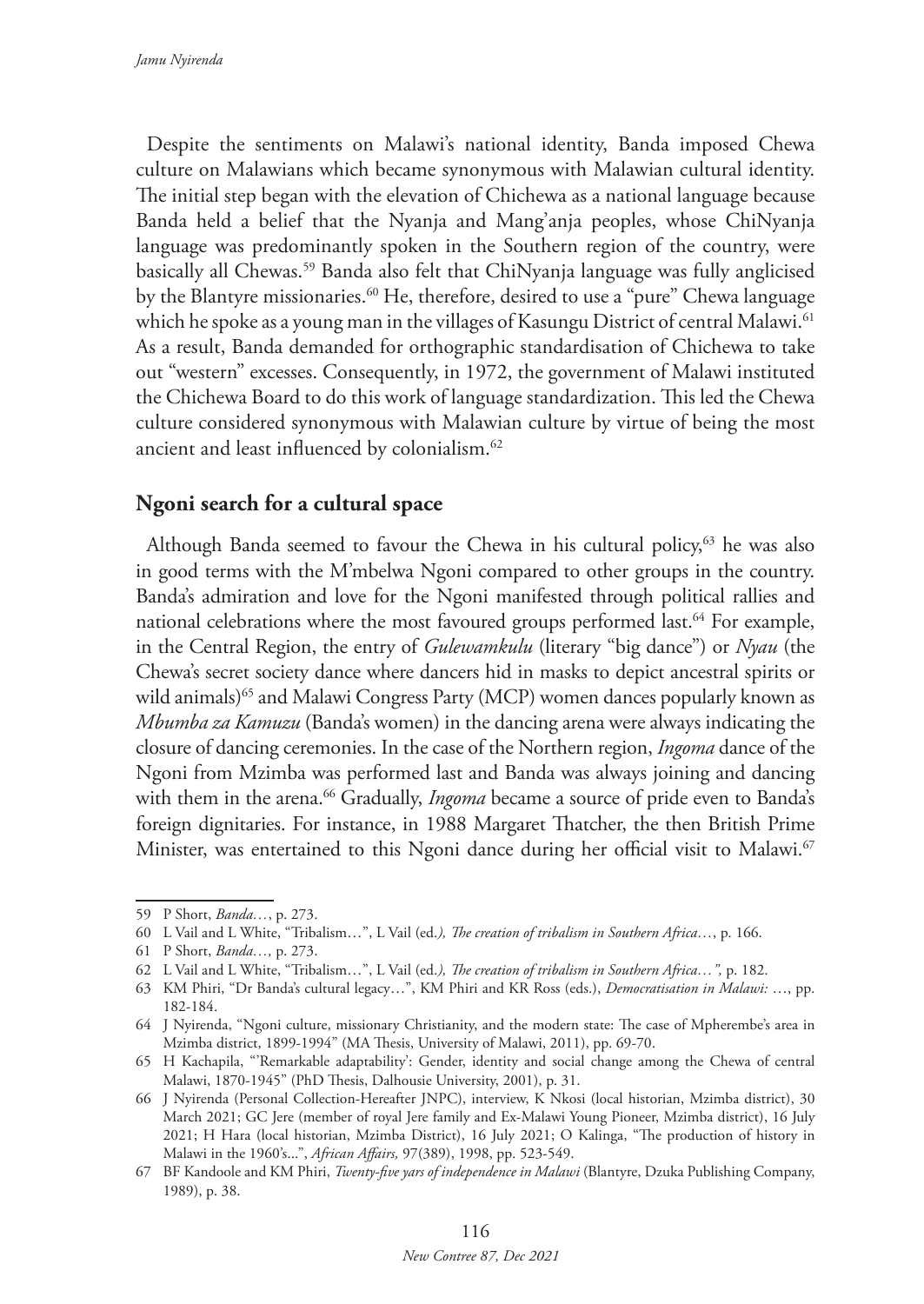Despite the sentiments on Malawi's national identity, Banda imposed Chewa culture on Malawians which became synonymous with Malawian cultural identity. The initial step began with the elevation of Chichewa as a national language because Banda held a belief that the Nyanja and Mang'anja peoples, whose ChiNyanja language was predominantly spoken in the Southern region of the country, were basically all Chewas.[59] Banda also felt that ChiNyanja language was fully anglicised by the Blantyre missionaries.[60] He, therefore, desired to use a "pure" Chewa language which he spoke as a young man in the villages of Kasungu District of central Malawi.[61] As a result, Banda demanded for orthographic standardisation of Chichewa to take out "western" excesses. Consequently, in 1972, the government of Malawi instituted the Chichewa Board to do this work of language standardization. This led the Chewa culture considered synonymous with Malawian culture by virtue of being the most ancient and least influenced by colonialism.[62]

## Ngoni search for a cultural space

Although Banda seemed to favour the Chewa in his cultural policy,[63] he was also in good terms with the M'mbelwa Ngoni compared to other groups in the country. Banda's admiration and love for the Ngoni manifested through political rallies and national celebrations where the most favoured groups performed last.[64] For example, in the Central Region, the entry of *Gulewamkulu* (literary "big dance") or *Nyau* (the Chewa's secret society dance where dancers hid in masks to depict ancestral spirits or wild animals)[65] and Malawi Congress Party (MCP) women dances popularly known as *Mbumba za Kamuzu* (Banda's women) in the dancing arena were always indicating the closure of dancing ceremonies. In the case of the Northern region, *Ingoma* dance of the Ngoni from Mzimba was performed last and Banda was always joining and dancing with them in the arena.[66] Gradually, *Ingoma* became a source of pride even to Banda's foreign dignitaries. For instance, in 1988 Margaret Thatcher, the then British Prime Minister, was entertained to this Ngoni dance during her official visit to Malawi.[67]

---

59 P Short, *Banda…*, p. 273.

60 L Vail and L White, "Tribalism…", L Vail (ed.*), The creation of tribalism in Southern Africa…*, p. 166.

61 P Short, *Banda…,* p. 273.

62 L Vail and L White, "Tribalism…", L Vail (ed.*), The creation of tribalism in Southern Africa…"*, p. 182.

63 KM Phiri, "Dr Banda's cultural legacy…", KM Phiri and KR Ross (eds.), *Democratisation in Malawi:* …, pp. 182-184.

64 J Nyirenda, "Ngoni culture, missionary Christianity, and the modern state: The case of Mpherembe's area in Mzimba district, 1899-1994" (MA Thesis, University of Malawi, 2011), pp. 69-70.

65 H Kachapila, "'Remarkable adaptability': Gender, identity and social change among the Chewa of central Malawi, 1870-1945" (PhD Thesis, Dalhousie University, 2001), p. 31.

66 J Nyirenda (Personal Collection-Hereafter JNPC), interview, K Nkosi (local historian, Mzimba district), 30 March 2021; GC Jere (member of royal Jere family and Ex-Malawi Young Pioneer, Mzimba district), 16 July 2021; H Hara (local historian, Mzimba District), 16 July 2021; O Kalinga, "The production of history in Malawi in the 1960's...", *African Affairs,* 97(389), 1998, pp. 523-549.

67 BF Kandoole and KM Phiri, *Twenty-five yars of independence in Malawi* (Blantyre, Dzuka Publishing Company, 1989), p. 38.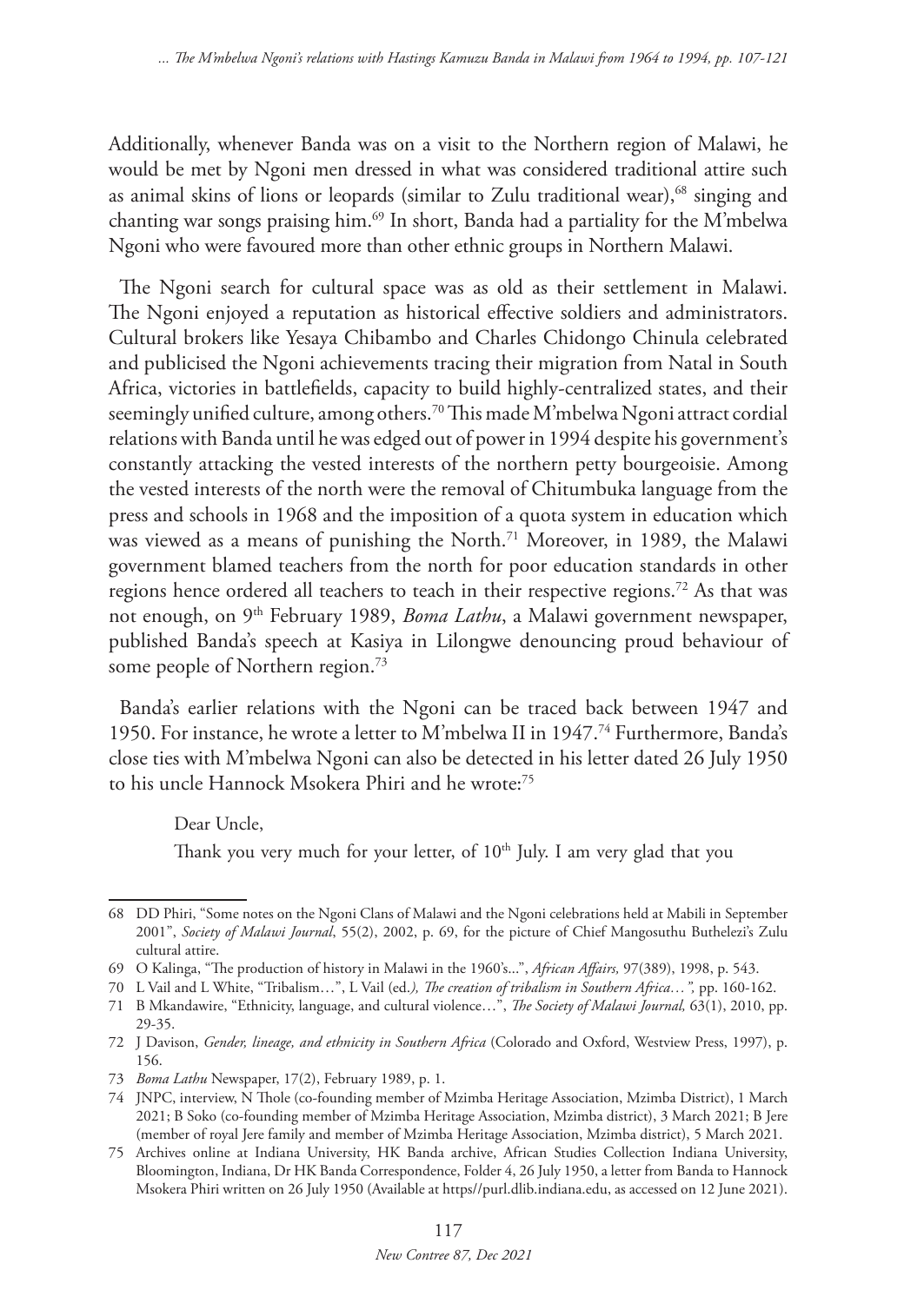Additionally, whenever Banda was on a visit to the Northern region of Malawi, he would be met by Ngoni men dressed in what was considered traditional attire such as animal skins of lions or leopards (similar to Zulu traditional wear),[68] singing and chanting war songs praising him.[69] In short, Banda had a partiality for the M'mbelwa Ngoni who were favoured more than other ethnic groups in Northern Malawi.

The Ngoni search for cultural space was as old as their settlement in Malawi. The Ngoni enjoyed a reputation as historical effective soldiers and administrators. Cultural brokers like Yesaya Chibambo and Charles Chidongo Chinula celebrated and publicised the Ngoni achievements tracing their migration from Natal in South Africa, victories in battlefields, capacity to build highly-centralized states, and their seemingly unified culture, among others.[70] This made M'mbelwa Ngoni attract cordial relations with Banda until he was edged out of power in 1994 despite his government's constantly attacking the vested interests of the northern petty bourgeoisie. Among the vested interests of the north were the removal of Chitumbuka language from the press and schools in 1968 and the imposition of a quota system in education which was viewed as a means of punishing the North.[71] Moreover, in 1989, the Malawi government blamed teachers from the north for poor education standards in other regions hence ordered all teachers to teach in their respective regions.[72] As that was not enough, on 9th February 1989, *Boma Lathu*, a Malawi government newspaper, published Banda's speech at Kasiya in Lilongwe denouncing proud behaviour of some people of Northern region.[73]

Banda's earlier relations with the Ngoni can be traced back between 1947 and 1950. For instance, he wrote a letter to M'mbelwa II in 1947.[74] Furthermore, Banda's close ties with M'mbelwa Ngoni can also be detected in his letter dated 26 July 1950 to his uncle Hannock Msokera Phiri and he wrote:[75]

> Dear Uncle,
>
> Thank you very much for your letter, of 10th July. I am very glad that you

---

68 DD Phiri, "Some notes on the Ngoni Clans of Malawi and the Ngoni celebrations held at Mabili in September 2001", *Society of Malawi Journal*, 55(2), 2002, p. 69, for the picture of Chief Mangosuthu Buthelezi's Zulu cultural attire.

69 O Kalinga, "The production of history in Malawi in the 1960's...", *African Affairs,* 97(389), 1998, p. 543.

70 L Vail and L White, "Tribalism…", L Vail (ed.*), The creation of tribalism in Southern Africa…",* pp. 160-162.

71 B Mkandawire, "Ethnicity, language, and cultural violence…", *The Society of Malawi Journal,* 63(1), 2010, pp. 29-35.

72 J Davison, *Gender, lineage, and ethnicity in Southern Africa* (Colorado and Oxford, Westview Press, 1997), p. 156.

73 *Boma Lathu* Newspaper, 17(2), February 1989, p. 1.

74 JNPC, interview, N Thole (co-founding member of Mzimba Heritage Association, Mzimba District), 1 March 2021; B Soko (co-founding member of Mzimba Heritage Association, Mzimba district), 3 March 2021; B Jere (member of royal Jere family and member of Mzimba Heritage Association, Mzimba district), 5 March 2021.

75 Archives online at Indiana University, HK Banda archive, African Studies Collection Indiana University, Bloomington, Indiana, Dr HK Banda Correspondence, Folder 4, 26 July 1950, a letter from Banda to Hannock Msokera Phiri written on 26 July 1950 (Available at https//purl.dlib.indiana.edu, as accessed on 12 June 2021).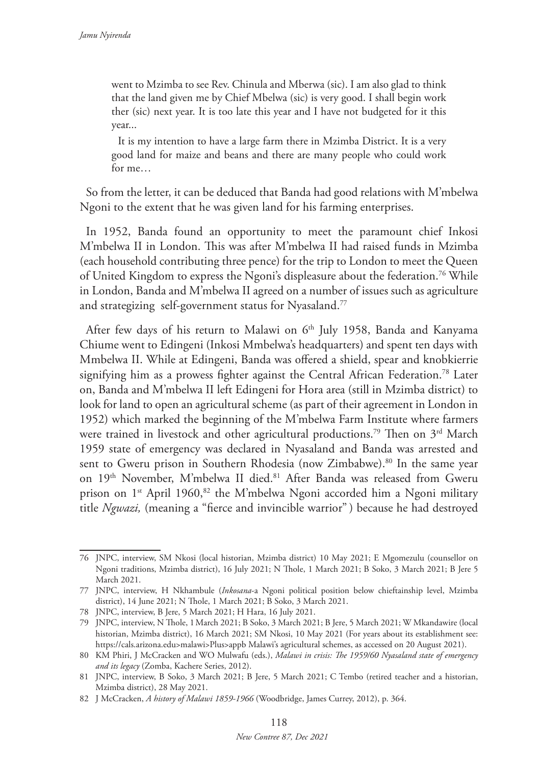> went to Mzimba to see Rev. Chinula and Mberwa (sic). I am also glad to think that the land given me by Chief Mbelwa (sic) is very good. I shall begin work ther (sic) next year. It is too late this year and I have not budgeted for it this year...
>
> It is my intention to have a large farm there in Mzimba District. It is a very good land for maize and beans and there are many people who could work for me…

So from the letter, it can be deduced that Banda had good relations with M'mbelwa Ngoni to the extent that he was given land for his farming enterprises.

In 1952, Banda found an opportunity to meet the paramount chief Inkosi M'mbelwa II in London. This was after M'mbelwa II had raised funds in Mzimba (each household contributing three pence) for the trip to London to meet the Queen of United Kingdom to express the Ngoni's displeasure about the federation.[76] While in London, Banda and M'mbelwa II agreed on a number of issues such as agriculture and strategizing self-government status for Nyasaland.[77]

After few days of his return to Malawi on 6th July 1958, Banda and Kanyama Chiume went to Edingeni (Inkosi Mmbelwa's headquarters) and spent ten days with Mmbelwa II. While at Edingeni, Banda was offered a shield, spear and knobkierrie signifying him as a prowess fighter against the Central African Federation.[78] Later on, Banda and M'mbelwa II left Edingeni for Hora area (still in Mzimba district) to look for land to open an agricultural scheme (as part of their agreement in London in 1952) which marked the beginning of the M'mbelwa Farm Institute where farmers were trained in livestock and other agricultural productions.[79] Then on 3rd March 1959 state of emergency was declared in Nyasaland and Banda was arrested and sent to Gweru prison in Southern Rhodesia (now Zimbabwe).[80] In the same year on 19th November, M'mbelwa II died.[81] After Banda was released from Gweru prison on 1st April 1960,[82] the M'mbelwa Ngoni accorded him a Ngoni military title *Ngwazi,* (meaning a "fierce and invincible warrior" ) because he had destroyed

---

76 JNPC, interview, SM Nkosi (local historian, Mzimba district) 10 May 2021; E Mgomezulu (counsellor on Ngoni traditions, Mzimba district), 16 July 2021; N Thole, 1 March 2021; B Soko, 3 March 2021; B Jere 5 March 2021.

77 JNPC, interview, H Nkhambule (*Inkosana*-a Ngoni political position below chieftainship level, Mzimba district), 14 June 2021; N Thole, 1 March 2021; B Soko, 3 March 2021.

78 JNPC, interview, B Jere, 5 March 2021; H Hara, 16 July 2021.

79 JNPC, interview, N Thole, 1 March 2021; B Soko, 3 March 2021; B Jere, 5 March 2021; W Mkandawire (local historian, Mzimba district), 16 March 2021; SM Nkosi, 10 May 2021 (For years about its establishment see: https://cals.arizona.edu>malawi>Plus>appb Malawi's agricultural schemes, as accessed on 20 August 2021).

80 KM Phiri, J McCracken and WO Mulwafu (eds.), *Malawi in crisis: The 1959/60 Nyasaland state of emergency and its legacy* (Zomba, Kachere Series, 2012).

81 JNPC, interview, B Soko, 3 March 2021; B Jere, 5 March 2021; C Tembo (retired teacher and a historian, Mzimba district), 28 May 2021.

82 J McCracken, *A history of Malawi 1859-1966* (Woodbridge, James Currey, 2012), p. 364.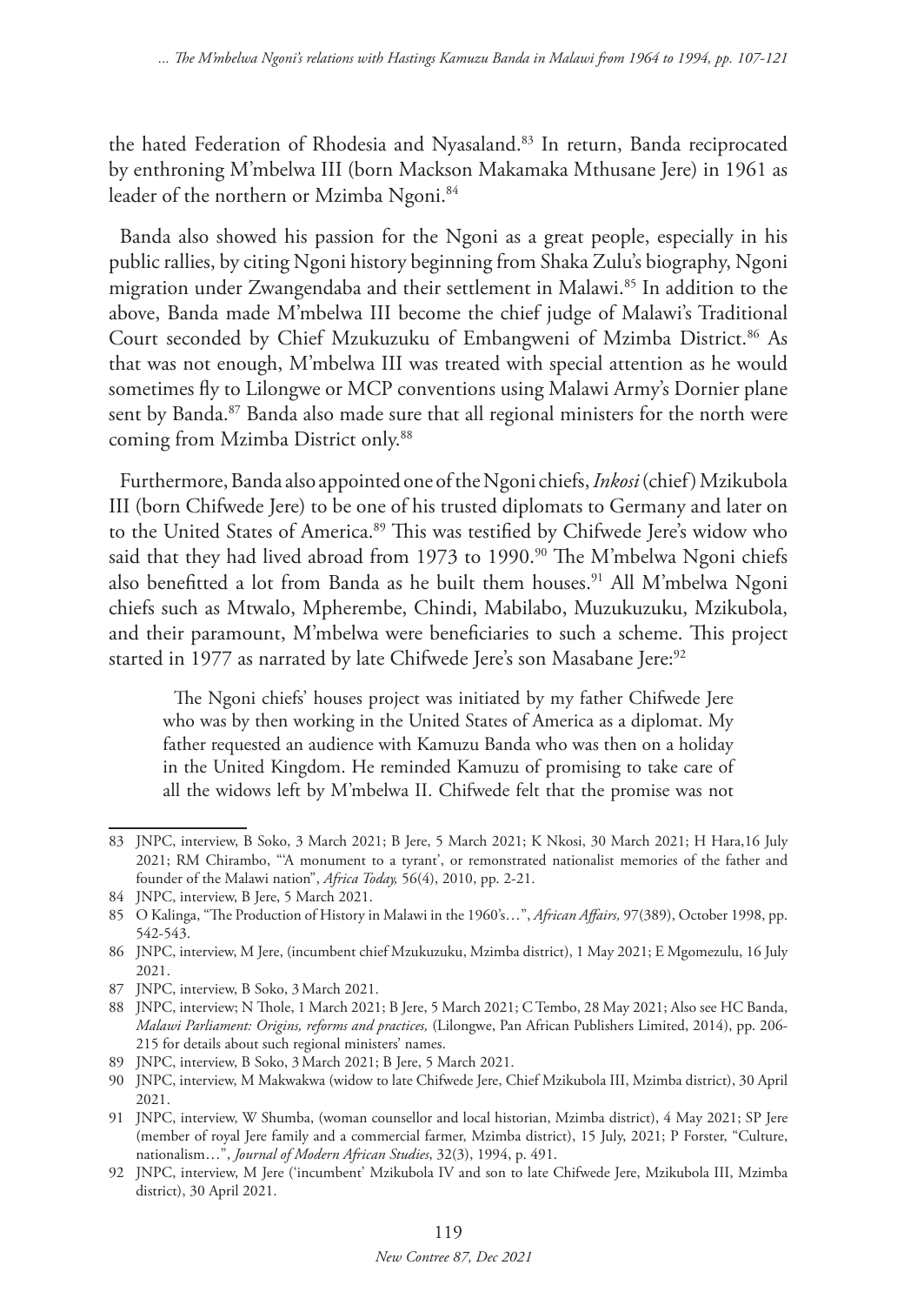the hated Federation of Rhodesia and Nyasaland.[83] In return, Banda reciprocated by enthroning M'mbelwa III (born Mackson Makamaka Mthusane Jere) in 1961 as leader of the northern or Mzimba Ngoni.[84]

Banda also showed his passion for the Ngoni as a great people, especially in his public rallies, by citing Ngoni history beginning from Shaka Zulu's biography, Ngoni migration under Zwangendaba and their settlement in Malawi.[85] In addition to the above, Banda made M'mbelwa III become the chief judge of Malawi's Traditional Court seconded by Chief Mzukuzuku of Embangweni of Mzimba District.[86] As that was not enough, M'mbelwa III was treated with special attention as he would sometimes fly to Lilongwe or MCP conventions using Malawi Army's Dornier plane sent by Banda.[87] Banda also made sure that all regional ministers for the north were coming from Mzimba District only.[88]

Furthermore, Banda also appointed one of the Ngoni chiefs, *Inkosi* (chief) Mzikubola III (born Chifwede Jere) to be one of his trusted diplomats to Germany and later on to the United States of America.[89] This was testified by Chifwede Jere's widow who said that they had lived abroad from 1973 to 1990.[90] The M'mbelwa Ngoni chiefs also benefitted a lot from Banda as he built them houses.[91] All M'mbelwa Ngoni chiefs such as Mtwalo, Mpherembe, Chindi, Mabilabo, Muzukuzuku, Mzikubola, and their paramount, M'mbelwa were beneficiaries to such a scheme. This project started in 1977 as narrated by late Chifwede Jere's son Masabane Jere:[92]

> The Ngoni chiefs' houses project was initiated by my father Chifwede Jere who was by then working in the United States of America as a diplomat. My father requested an audience with Kamuzu Banda who was then on a holiday in the United Kingdom. He reminded Kamuzu of promising to take care of all the widows left by M'mbelwa II. Chifwede felt that the promise was not

83 JNPC, interview, B Soko, 3 March 2021; B Jere, 5 March 2021; K Nkosi, 30 March 2021; H Hara,16 July 2021; RM Chirambo, "'A monument to a tyrant', or remonstrated nationalist memories of the father and founder of the Malawi nation", *Africa Today,* 56(4), 2010, pp. 2-21.

84 JNPC, interview, B Jere, 5 March 2021.

85 O Kalinga, "The Production of History in Malawi in the 1960's…", *African Affairs,* 97(389), October 1998, pp. 542-543.

86 JNPC, interview, M Jere, (incumbent chief Mzukuzuku, Mzimba district), 1 May 2021; E Mgomezulu, 16 July 2021.

87 JNPC, interview, B Soko, 3 March 2021.

88 JNPC, interview; N Thole, 1 March 2021; B Jere, 5 March 2021; C Tembo, 28 May 2021; Also see HC Banda, *Malawi Parliament: Origins, reforms and practices,* (Lilongwe, Pan African Publishers Limited, 2014), pp. 206-215 for details about such regional ministers' names.

89 JNPC, interview, B Soko, 3 March 2021; B Jere, 5 March 2021.

90 JNPC, interview, M Makwakwa (widow to late Chifwede Jere, Chief Mzikubola III, Mzimba district), 30 April 2021.

91 JNPC, interview, W Shumba, (woman counsellor and local historian, Mzimba district), 4 May 2021; SP Jere (member of royal Jere family and a commercial farmer, Mzimba district), 15 July, 2021; P Forster, "Culture, nationalism…", *Journal of Modern African Studies*, 32(3), 1994, p. 491.

92 JNPC, interview, M Jere ('incumbent' Mzikubola IV and son to late Chifwede Jere, Mzikubola III, Mzimba district), 30 April 2021.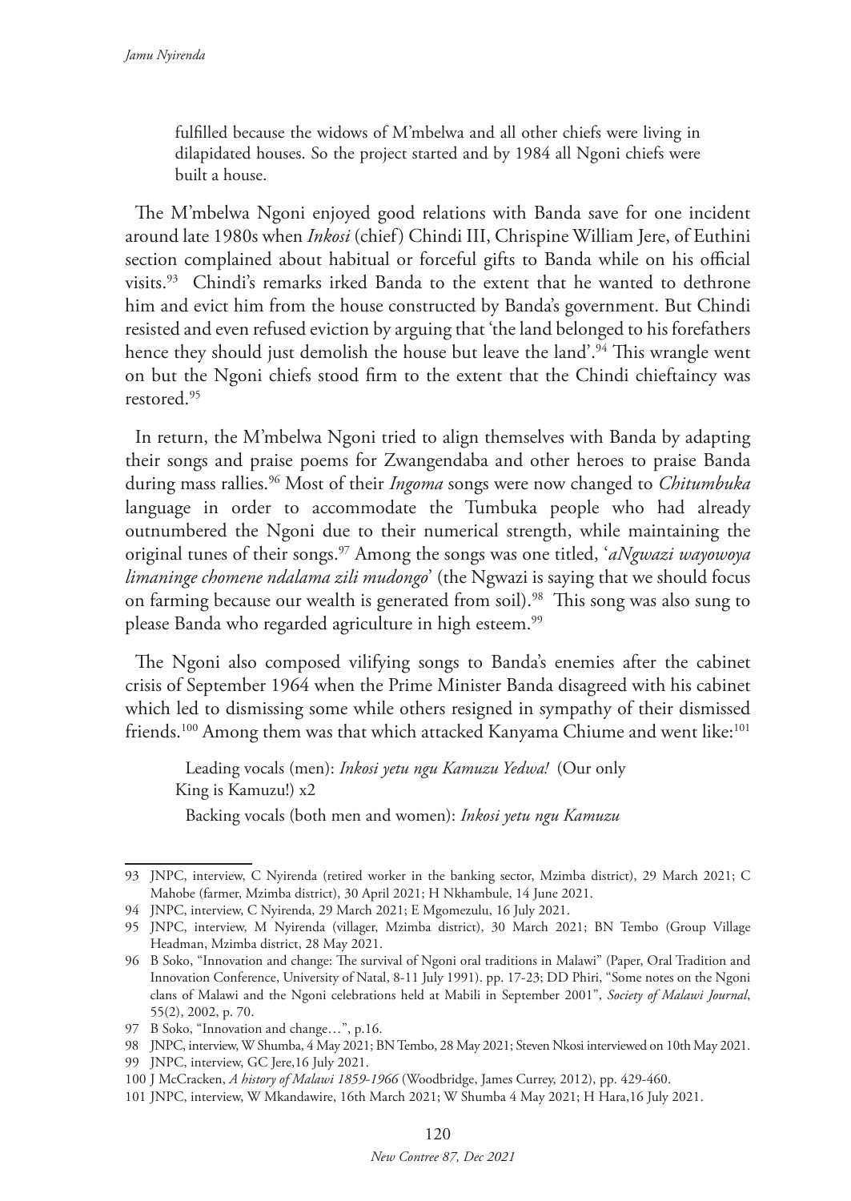fulfilled because the widows of M'mbelwa and all other chiefs were living in dilapidated houses. So the project started and by 1984 all Ngoni chiefs were built a house.

The M'mbelwa Ngoni enjoyed good relations with Banda save for one incident around late 1980s when *Inkosi* (chief) Chindi III, Chrispine William Jere, of Euthini section complained about habitual or forceful gifts to Banda while on his official visits.[93] Chindi's remarks irked Banda to the extent that he wanted to dethrone him and evict him from the house constructed by Banda's government. But Chindi resisted and even refused eviction by arguing that 'the land belonged to his forefathers hence they should just demolish the house but leave the land'.[94] This wrangle went on but the Ngoni chiefs stood firm to the extent that the Chindi chieftaincy was restored.[95]

In return, the M'mbelwa Ngoni tried to align themselves with Banda by adapting their songs and praise poems for Zwangendaba and other heroes to praise Banda during mass rallies.[96] Most of their *Ingoma* songs were now changed to *Chitumbuka* language in order to accommodate the Tumbuka people who had already outnumbered the Ngoni due to their numerical strength, while maintaining the original tunes of their songs.[97] Among the songs was one titled, '*aNgwazi wayowoya limaninge chomene ndalama zili mudongo*' (the Ngwazi is saying that we should focus on farming because our wealth is generated from soil).[98] This song was also sung to please Banda who regarded agriculture in high esteem.[99]

The Ngoni also composed vilifying songs to Banda's enemies after the cabinet crisis of September 1964 when the Prime Minister Banda disagreed with his cabinet which led to dismissing some while others resigned in sympathy of their dismissed friends.[100] Among them was that which attacked Kanyama Chiume and went like:[101]

> Leading vocals (men): *Inkosi yetu ngu Kamuzu Yedwa!* (Our only King is Kamuzu!) x2
>
> Backing vocals (both men and women): *Inkosi yetu ngu Kamuzu*

---

93 JNPC, interview, C Nyirenda (retired worker in the banking sector, Mzimba district), 29 March 2021; C Mahobe (farmer, Mzimba district), 30 April 2021; H Nkhambule, 14 June 2021.

94 JNPC, interview, C Nyirenda, 29 March 2021; E Mgomezulu, 16 July 2021.

95 JNPC, interview, M Nyirenda (villager, Mzimba district), 30 March 2021; BN Tembo (Group Village Headman, Mzimba district, 28 May 2021.

96 B Soko, "Innovation and change: The survival of Ngoni oral traditions in Malawi" (Paper, Oral Tradition and Innovation Conference, University of Natal, 8-11 July 1991). pp. 17-23; DD Phiri, "Some notes on the Ngoni clans of Malawi and the Ngoni celebrations held at Mabili in September 2001", *Society of Malawi Journal*, 55(2), 2002, p. 70.

97 B Soko, "Innovation and change…", p.16.

98 JNPC, interview, W Shumba, 4 May 2021; BN Tembo, 28 May 2021; Steven Nkosi interviewed on 10th May 2021.

99 JNPC, interview, GC Jere,16 July 2021.

100 J McCracken, *A history of Malawi 1859-1966* (Woodbridge, James Currey, 2012), pp. 429-460.

101 JNPC, interview, W Mkandawire, 16th March 2021; W Shumba 4 May 2021; H Hara,16 July 2021.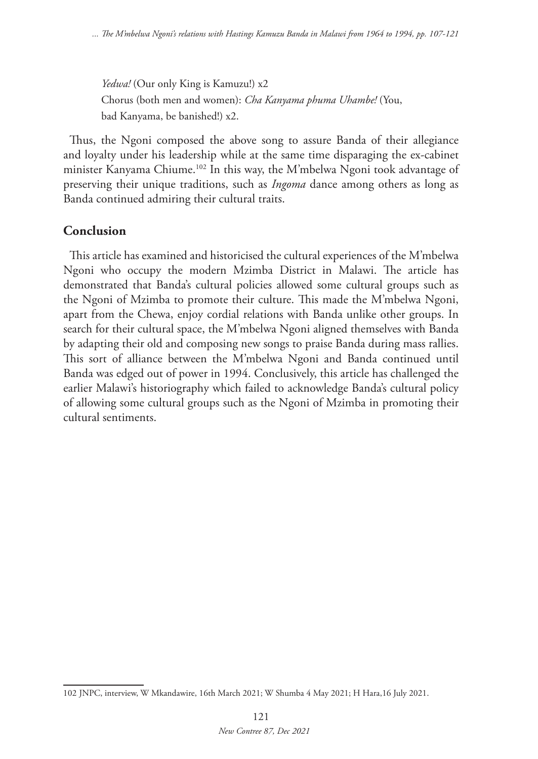*Yedwa!* (Our only King is Kamuzu!) x2
Chorus (both men and women): *Cha Kanyama phuma Uhambe!* (You, bad Kanyama, be banished!) x2.

Thus, the Ngoni composed the above song to assure Banda of their allegiance and loyalty under his leadership while at the same time disparaging the ex-cabinet minister Kanyama Chiume.[102] In this way, the M'mbelwa Ngoni took advantage of preserving their unique traditions, such as *Ingoma* dance among others as long as Banda continued admiring their cultural traits.

## Conclusion

This article has examined and historicised the cultural experiences of the M'mbelwa Ngoni who occupy the modern Mzimba District in Malawi. The article has demonstrated that Banda's cultural policies allowed some cultural groups such as the Ngoni of Mzimba to promote their culture. This made the M'mbelwa Ngoni, apart from the Chewa, enjoy cordial relations with Banda unlike other groups. In search for their cultural space, the M'mbelwa Ngoni aligned themselves with Banda by adapting their old and composing new songs to praise Banda during mass rallies. This sort of alliance between the M'mbelwa Ngoni and Banda continued until Banda was edged out of power in 1994. Conclusively, this article has challenged the earlier Malawi's historiography which failed to acknowledge Banda's cultural policy of allowing some cultural groups such as the Ngoni of Mzimba in promoting their cultural sentiments.

102 JNPC, interview, W Mkandawire, 16th March 2021; W Shumba 4 May 2021; H Hara,16 July 2021.